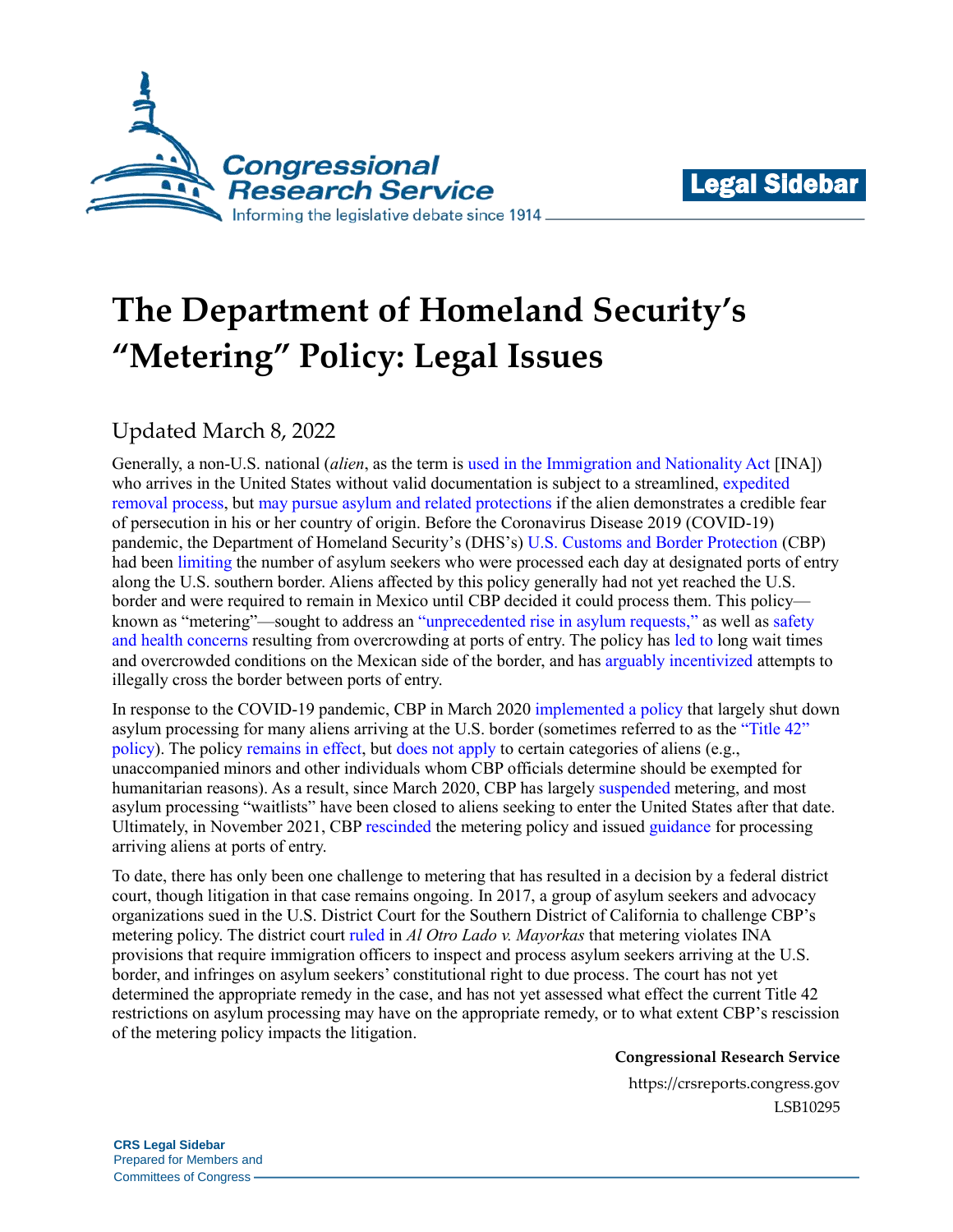Congressional Research Service

Informing the legislative debate since 1914

**Legal Sidebar**

# The Department of Homeland Security's "Metering" Policy: Legal Issues

Updated March 8, 2022

Generally, a non-U.S. national (*alien*, as the term is used in the Immigration and Nationality Act [INA]) who arrives in the United States without valid documentation is subject to a streamlined, expedited removal process, but may pursue asylum and related protections if the alien demonstrates a credible fear of persecution in his or her country of origin. Before the Coronavirus Disease 2019 (COVID-19) pandemic, the Department of Homeland Security's (DHS's) U.S. Customs and Border Protection (CBP) had been limiting the number of asylum seekers who were processed each day at designated ports of entry along the U.S. southern border. Aliens affected by this policy generally had not yet reached the U.S. border and were required to remain in Mexico until CBP decided it could process them. This policy—known as "metering"—sought to address an "unprecedented rise in asylum requests," as well as safety and health concerns resulting from overcrowding at ports of entry. The policy has led to long wait times and overcrowded conditions on the Mexican side of the border, and has arguably incentivized attempts to illegally cross the border between ports of entry.

In response to the COVID-19 pandemic, CBP in March 2020 implemented a policy that largely shut down asylum processing for many aliens arriving at the U.S. border (sometimes referred to as the "Title 42" policy). The policy remains in effect, but does not apply to certain categories of aliens (e.g., unaccompanied minors and other individuals whom CBP officials determine should be exempted for humanitarian reasons). As a result, since March 2020, CBP has largely suspended metering, and most asylum processing "waitlists" have been closed to aliens seeking to enter the United States after that date. Ultimately, in November 2021, CBP rescinded the metering policy and issued guidance for processing arriving aliens at ports of entry.

To date, there has only been one challenge to metering that has resulted in a decision by a federal district court, though litigation in that case remains ongoing. In 2017, a group of asylum seekers and advocacy organizations sued in the U.S. District Court for the Southern District of California to challenge CBP's metering policy. The district court ruled in *Al Otro Lado v. Mayorkas* that metering violates INA provisions that require immigration officers to inspect and process asylum seekers arriving at the U.S. border, and infringes on asylum seekers' constitutional right to due process. The court has not yet determined the appropriate remedy in the case, and has not yet assessed what effect the current Title 42 restrictions on asylum processing may have on the appropriate remedy, or to what extent CBP's rescission of the metering policy impacts the litigation.

**Congressional Research Service**

https://crsreports.congress.gov

LSB10295

**CRS Legal Sidebar**
Prepared for Members and
Committees of Congress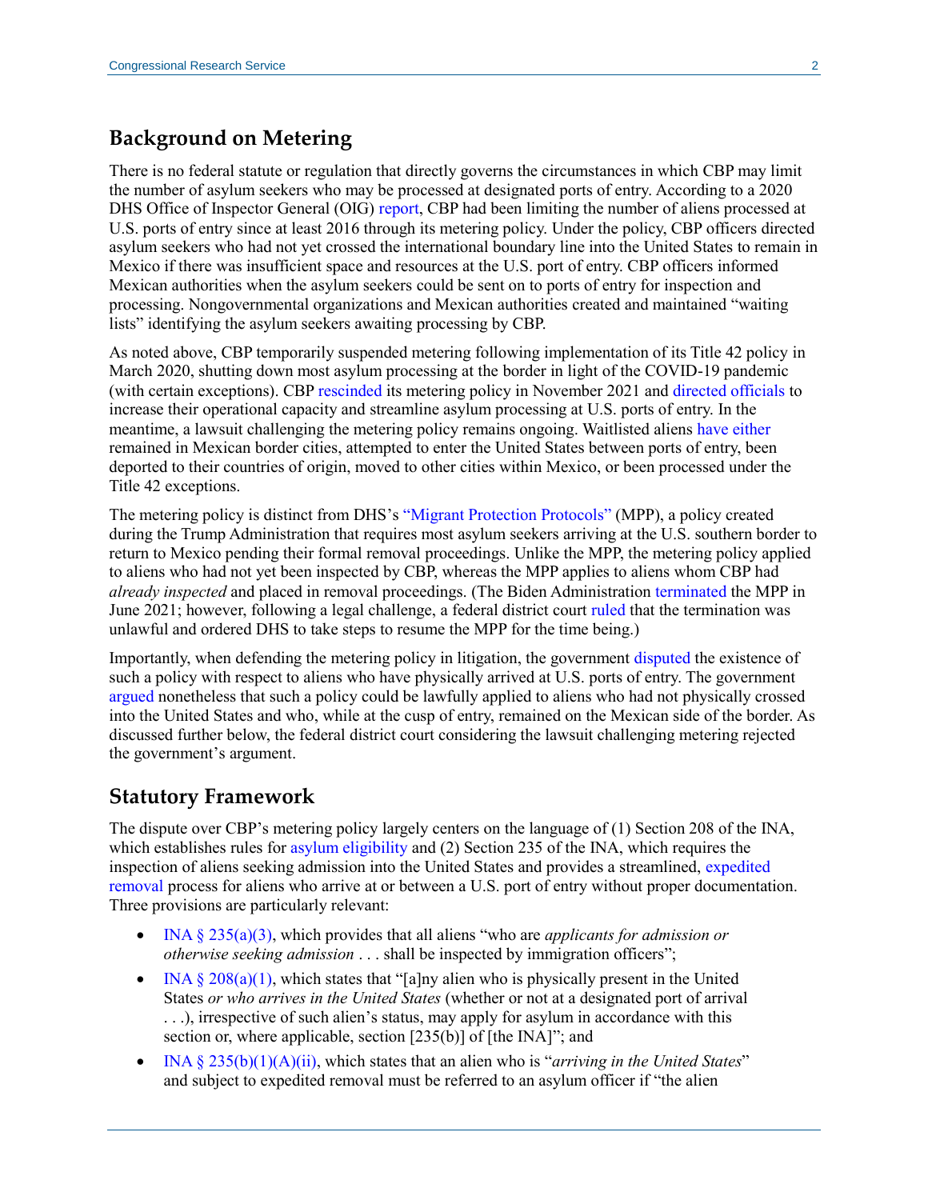## Background on Metering

There is no federal statute or regulation that directly governs the circumstances in which CBP may limit the number of asylum seekers who may be processed at designated ports of entry. According to a 2020 DHS Office of Inspector General (OIG) report, CBP had been limiting the number of aliens processed at U.S. ports of entry since at least 2016 through its metering policy. Under the policy, CBP officers directed asylum seekers who had not yet crossed the international boundary line into the United States to remain in Mexico if there was insufficient space and resources at the U.S. port of entry. CBP officers informed Mexican authorities when the asylum seekers could be sent on to ports of entry for inspection and processing. Nongovernmental organizations and Mexican authorities created and maintained "waiting lists" identifying the asylum seekers awaiting processing by CBP.

As noted above, CBP temporarily suspended metering following implementation of its Title 42 policy in March 2020, shutting down most asylum processing at the border in light of the COVID-19 pandemic (with certain exceptions). CBP rescinded its metering policy in November 2021 and directed officials to increase their operational capacity and streamline asylum processing at U.S. ports of entry. In the meantime, a lawsuit challenging the metering policy remains ongoing. Waitlisted aliens have either remained in Mexican border cities, attempted to enter the United States between ports of entry, been deported to their countries of origin, moved to other cities within Mexico, or been processed under the Title 42 exceptions.

The metering policy is distinct from DHS's "Migrant Protection Protocols" (MPP), a policy created during the Trump Administration that requires most asylum seekers arriving at the U.S. southern border to return to Mexico pending their formal removal proceedings. Unlike the MPP, the metering policy applied to aliens who had not yet been inspected by CBP, whereas the MPP applies to aliens whom CBP had *already inspected* and placed in removal proceedings. (The Biden Administration terminated the MPP in June 2021; however, following a legal challenge, a federal district court ruled that the termination was unlawful and ordered DHS to take steps to resume the MPP for the time being.)

Importantly, when defending the metering policy in litigation, the government disputed the existence of such a policy with respect to aliens who have physically arrived at U.S. ports of entry. The government argued nonetheless that such a policy could be lawfully applied to aliens who had not physically crossed into the United States and who, while at the cusp of entry, remained on the Mexican side of the border. As discussed further below, the federal district court considering the lawsuit challenging metering rejected the government's argument.

## Statutory Framework

The dispute over CBP's metering policy largely centers on the language of (1) Section 208 of the INA, which establishes rules for asylum eligibility and (2) Section 235 of the INA, which requires the inspection of aliens seeking admission into the United States and provides a streamlined, expedited removal process for aliens who arrive at or between a U.S. port of entry without proper documentation. Three provisions are particularly relevant:

- INA § 235(a)(3), which provides that all aliens "who are *applicants for admission or otherwise seeking admission* . . . shall be inspected by immigration officers";
- INA § 208(a)(1), which states that "[a]ny alien who is physically present in the United States *or who arrives in the United States* (whether or not at a designated port of arrival . . .), irrespective of such alien's status, may apply for asylum in accordance with this section or, where applicable, section [235(b)] of [the INA]"; and
- INA § 235(b)(1)(A)(ii), which states that an alien who is "*arriving in the United States*" and subject to expedited removal must be referred to an asylum officer if "the alien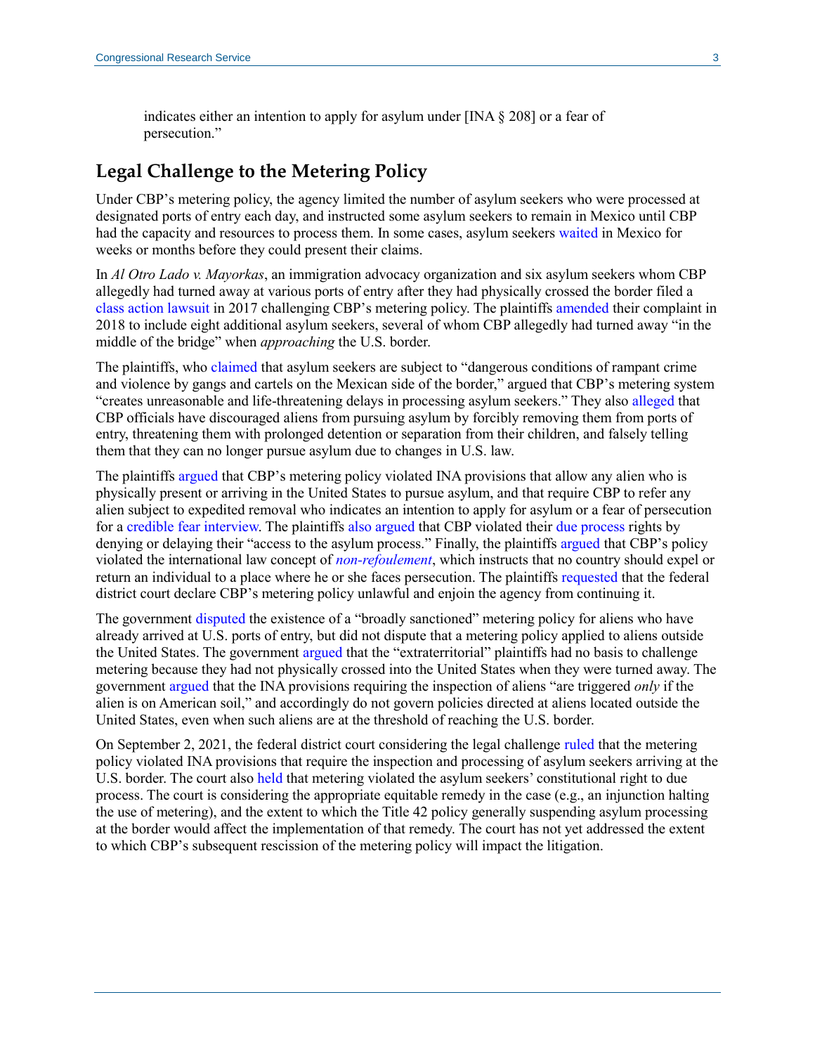indicates either an intention to apply for asylum under [INA § 208] or a fear of persecution."

## Legal Challenge to the Metering Policy

Under CBP's metering policy, the agency limited the number of asylum seekers who were processed at designated ports of entry each day, and instructed some asylum seekers to remain in Mexico until CBP had the capacity and resources to process them. In some cases, asylum seekers waited in Mexico for weeks or months before they could present their claims.

In *Al Otro Lado v. Mayorkas*, an immigration advocacy organization and six asylum seekers whom CBP allegedly had turned away at various ports of entry after they had physically crossed the border filed a class action lawsuit in 2017 challenging CBP's metering policy. The plaintiffs amended their complaint in 2018 to include eight additional asylum seekers, several of whom CBP allegedly had turned away "in the middle of the bridge" when *approaching* the U.S. border.

The plaintiffs, who claimed that asylum seekers are subject to "dangerous conditions of rampant crime and violence by gangs and cartels on the Mexican side of the border," argued that CBP's metering system "creates unreasonable and life-threatening delays in processing asylum seekers." They also alleged that CBP officials have discouraged aliens from pursuing asylum by forcibly removing them from ports of entry, threatening them with prolonged detention or separation from their children, and falsely telling them that they can no longer pursue asylum due to changes in U.S. law.

The plaintiffs argued that CBP's metering policy violated INA provisions that allow any alien who is physically present or arriving in the United States to pursue asylum, and that require CBP to refer any alien subject to expedited removal who indicates an intention to apply for asylum or a fear of persecution for a credible fear interview. The plaintiffs also argued that CBP violated their due process rights by denying or delaying their "access to the asylum process." Finally, the plaintiffs argued that CBP's policy violated the international law concept of *non-refoulement*, which instructs that no country should expel or return an individual to a place where he or she faces persecution. The plaintiffs requested that the federal district court declare CBP's metering policy unlawful and enjoin the agency from continuing it.

The government disputed the existence of a "broadly sanctioned" metering policy for aliens who have already arrived at U.S. ports of entry, but did not dispute that a metering policy applied to aliens outside the United States. The government argued that the "extraterritorial" plaintiffs had no basis to challenge metering because they had not physically crossed into the United States when they were turned away. The government argued that the INA provisions requiring the inspection of aliens "are triggered *only* if the alien is on American soil," and accordingly do not govern policies directed at aliens located outside the United States, even when such aliens are at the threshold of reaching the U.S. border.

On September 2, 2021, the federal district court considering the legal challenge ruled that the metering policy violated INA provisions that require the inspection and processing of asylum seekers arriving at the U.S. border. The court also held that metering violated the asylum seekers' constitutional right to due process. The court is considering the appropriate equitable remedy in the case (e.g., an injunction halting the use of metering), and the extent to which the Title 42 policy generally suspending asylum processing at the border would affect the implementation of that remedy. The court has not yet addressed the extent to which CBP's subsequent rescission of the metering policy will impact the litigation.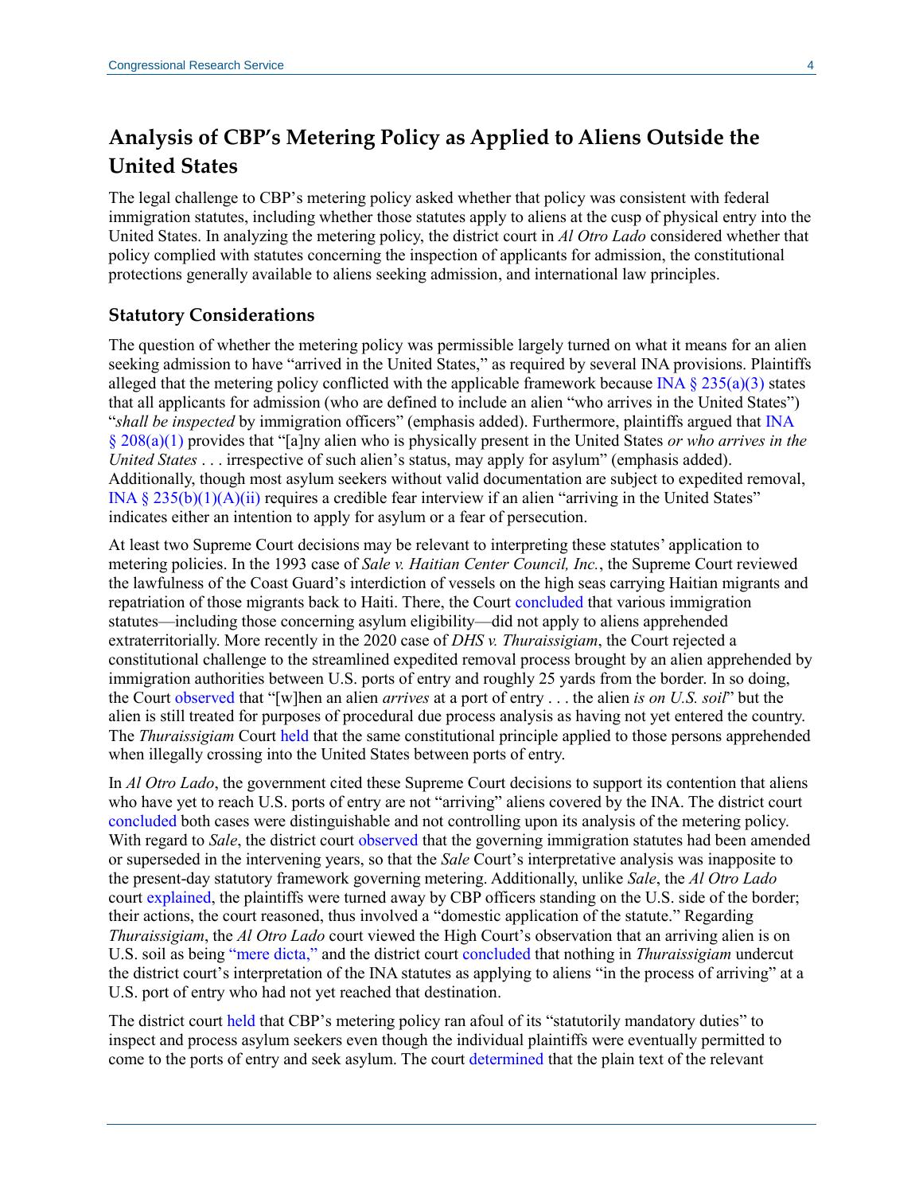## Analysis of CBP's Metering Policy as Applied to Aliens Outside the United States

The legal challenge to CBP's metering policy asked whether that policy was consistent with federal immigration statutes, including whether those statutes apply to aliens at the cusp of physical entry into the United States. In analyzing the metering policy, the district court in *Al Otro Lado* considered whether that policy complied with statutes concerning the inspection of applicants for admission, the constitutional protections generally available to aliens seeking admission, and international law principles.

### Statutory Considerations

The question of whether the metering policy was permissible largely turned on what it means for an alien seeking admission to have "arrived in the United States," as required by several INA provisions. Plaintiffs alleged that the metering policy conflicted with the applicable framework because INA § 235(a)(3) states that all applicants for admission (who are defined to include an alien "who arrives in the United States") "*shall be inspected* by immigration officers" (emphasis added). Furthermore, plaintiffs argued that INA § 208(a)(1) provides that "[a]ny alien who is physically present in the United States *or who arrives in the United States* . . . irrespective of such alien's status, may apply for asylum" (emphasis added). Additionally, though most asylum seekers without valid documentation are subject to expedited removal, INA § 235(b)(1)(A)(ii) requires a credible fear interview if an alien "arriving in the United States" indicates either an intention to apply for asylum or a fear of persecution.

At least two Supreme Court decisions may be relevant to interpreting these statutes' application to metering policies. In the 1993 case of *Sale v. Haitian Center Council, Inc.*, the Supreme Court reviewed the lawfulness of the Coast Guard's interdiction of vessels on the high seas carrying Haitian migrants and repatriation of those migrants back to Haiti. There, the Court concluded that various immigration statutes—including those concerning asylum eligibility—did not apply to aliens apprehended extraterritorially. More recently in the 2020 case of *DHS v. Thuraissigiam*, the Court rejected a constitutional challenge to the streamlined expedited removal process brought by an alien apprehended by immigration authorities between U.S. ports of entry and roughly 25 yards from the border. In so doing, the Court observed that "[w]hen an alien *arrives* at a port of entry . . . the alien *is on U.S. soil*" but the alien is still treated for purposes of procedural due process analysis as having not yet entered the country. The *Thuraissigiam* Court held that the same constitutional principle applied to those persons apprehended when illegally crossing into the United States between ports of entry.

In *Al Otro Lado*, the government cited these Supreme Court decisions to support its contention that aliens who have yet to reach U.S. ports of entry are not "arriving" aliens covered by the INA. The district court concluded both cases were distinguishable and not controlling upon its analysis of the metering policy. With regard to *Sale*, the district court observed that the governing immigration statutes had been amended or superseded in the intervening years, so that the *Sale* Court's interpretative analysis was inapposite to the present-day statutory framework governing metering. Additionally, unlike *Sale*, the *Al Otro Lado* court explained, the plaintiffs were turned away by CBP officers standing on the U.S. side of the border; their actions, the court reasoned, thus involved a "domestic application of the statute." Regarding *Thuraissigiam*, the *Al Otro Lado* court viewed the High Court's observation that an arriving alien is on U.S. soil as being "mere dicta," and the district court concluded that nothing in *Thuraissigiam* undercut the district court's interpretation of the INA statutes as applying to aliens "in the process of arriving" at a U.S. port of entry who had not yet reached that destination.

The district court held that CBP's metering policy ran afoul of its "statutorily mandatory duties" to inspect and process asylum seekers even though the individual plaintiffs were eventually permitted to come to the ports of entry and seek asylum. The court determined that the plain text of the relevant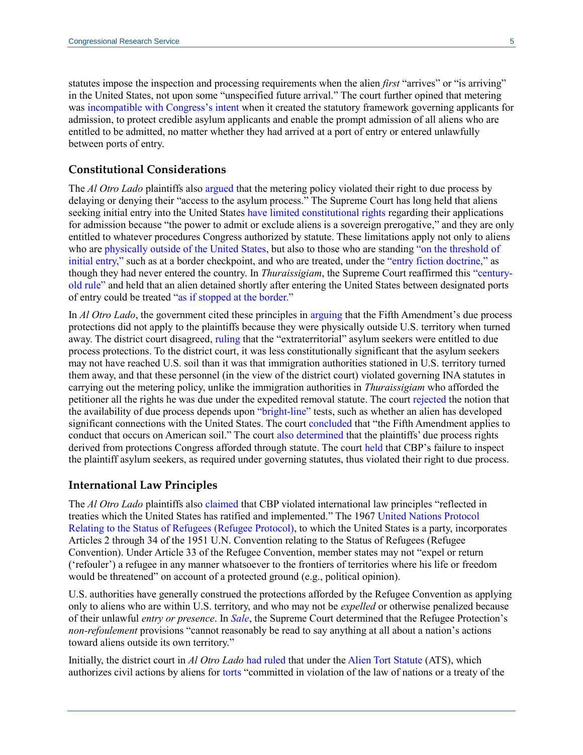statutes impose the inspection and processing requirements when the alien *first* "arrives" or "is arriving" in the United States, not upon some "unspecified future arrival." The court further opined that metering was incompatible with Congress's intent when it created the statutory framework governing applicants for admission, to protect credible asylum applicants and enable the prompt admission of all aliens who are entitled to be admitted, no matter whether they had arrived at a port of entry or entered unlawfully between ports of entry.

## Constitutional Considerations

The *Al Otro Lado* plaintiffs also argued that the metering policy violated their right to due process by delaying or denying their "access to the asylum process." The Supreme Court has long held that aliens seeking initial entry into the United States have limited constitutional rights regarding their applications for admission because "the power to admit or exclude aliens is a sovereign prerogative," and they are only entitled to whatever procedures Congress authorized by statute. These limitations apply not only to aliens who are physically outside of the United States, but also to those who are standing "on the threshold of initial entry," such as at a border checkpoint, and who are treated, under the "entry fiction doctrine," as though they had never entered the country. In *Thuraissigiam*, the Supreme Court reaffirmed this "century-old rule" and held that an alien detained shortly after entering the United States between designated ports of entry could be treated "as if stopped at the border."

In *Al Otro Lado*, the government cited these principles in arguing that the Fifth Amendment's due process protections did not apply to the plaintiffs because they were physically outside U.S. territory when turned away. The district court disagreed, ruling that the "extraterritorial" asylum seekers were entitled to due process protections. To the district court, it was less constitutionally significant that the asylum seekers may not have reached U.S. soil than it was that immigration authorities stationed in U.S. territory turned them away, and that these personnel (in the view of the district court) violated governing INA statutes in carrying out the metering policy, unlike the immigration authorities in *Thuraissigiam* who afforded the petitioner all the rights he was due under the expedited removal statute. The court rejected the notion that the availability of due process depends upon "bright-line" tests, such as whether an alien has developed significant connections with the United States. The court concluded that "the Fifth Amendment applies to conduct that occurs on American soil." The court also determined that the plaintiffs' due process rights derived from protections Congress afforded through statute. The court held that CBP's failure to inspect the plaintiff asylum seekers, as required under governing statutes, thus violated their right to due process.

## International Law Principles

The *Al Otro Lado* plaintiffs also claimed that CBP violated international law principles "reflected in treaties which the United States has ratified and implemented." The 1967 United Nations Protocol Relating to the Status of Refugees (Refugee Protocol), to which the United States is a party, incorporates Articles 2 through 34 of the 1951 U.N. Convention relating to the Status of Refugees (Refugee Convention). Under Article 33 of the Refugee Convention, member states may not "expel or return ('refouler') a refugee in any manner whatsoever to the frontiers of territories where his life or freedom would be threatened" on account of a protected ground (e.g., political opinion).

U.S. authorities have generally construed the protections afforded by the Refugee Convention as applying only to aliens who are within U.S. territory, and who may not be *expelled* or otherwise penalized because of their unlawful *entry or presence*. In *Sale*, the Supreme Court determined that the Refugee Protection's *non-refoulement* provisions "cannot reasonably be read to say anything at all about a nation's actions toward aliens outside its own territory."

Initially, the district court in *Al Otro Lado* had ruled that under the Alien Tort Statute (ATS), which authorizes civil actions by aliens for torts "committed in violation of the law of nations or a treaty of the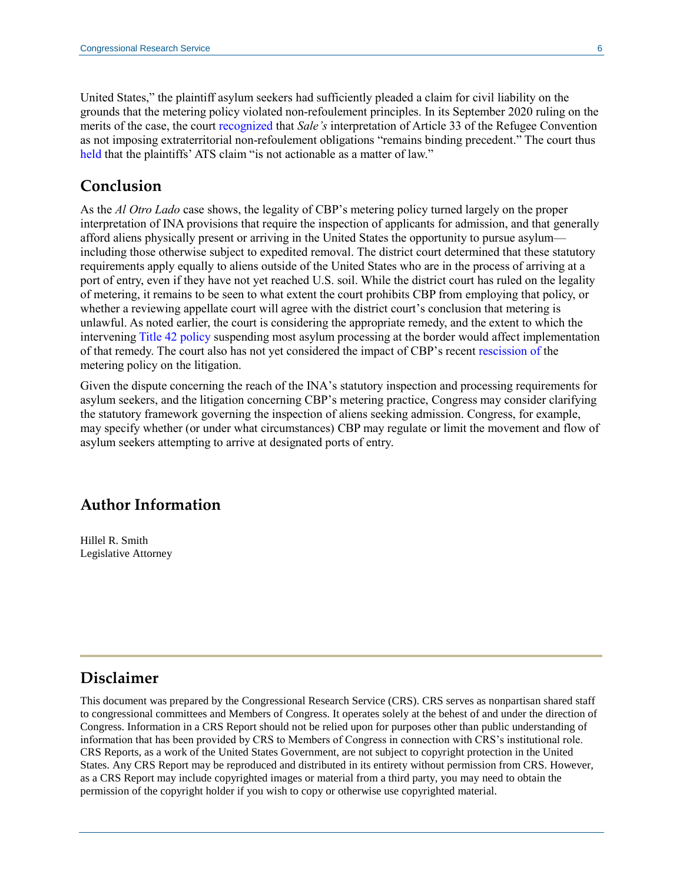United States," the plaintiff asylum seekers had sufficiently pleaded a claim for civil liability on the grounds that the metering policy violated non-refoulement principles. In its September 2020 ruling on the merits of the case, the court recognized that *Sale's* interpretation of Article 33 of the Refugee Convention as not imposing extraterritorial non-refoulement obligations "remains binding precedent." The court thus held that the plaintiffs' ATS claim "is not actionable as a matter of law."

## Conclusion

As the *Al Otro Lado* case shows, the legality of CBP's metering policy turned largely on the proper interpretation of INA provisions that require the inspection of applicants for admission, and that generally afford aliens physically present or arriving in the United States the opportunity to pursue asylum—including those otherwise subject to expedited removal. The district court determined that these statutory requirements apply equally to aliens outside of the United States who are in the process of arriving at a port of entry, even if they have not yet reached U.S. soil. While the district court has ruled on the legality of metering, it remains to be seen to what extent the court prohibits CBP from employing that policy, or whether a reviewing appellate court will agree with the district court's conclusion that metering is unlawful. As noted earlier, the court is considering the appropriate remedy, and the extent to which the intervening Title 42 policy suspending most asylum processing at the border would affect implementation of that remedy. The court also has not yet considered the impact of CBP's recent rescission of the metering policy on the litigation.

Given the dispute concerning the reach of the INA's statutory inspection and processing requirements for asylum seekers, and the litigation concerning CBP's metering practice, Congress may consider clarifying the statutory framework governing the inspection of aliens seeking admission. Congress, for example, may specify whether (or under what circumstances) CBP may regulate or limit the movement and flow of asylum seekers attempting to arrive at designated ports of entry.

## Author Information

Hillel R. Smith
Legislative Attorney

## Disclaimer

This document was prepared by the Congressional Research Service (CRS). CRS serves as nonpartisan shared staff to congressional committees and Members of Congress. It operates solely at the behest of and under the direction of Congress. Information in a CRS Report should not be relied upon for purposes other than public understanding of information that has been provided by CRS to Members of Congress in connection with CRS's institutional role. CRS Reports, as a work of the United States Government, are not subject to copyright protection in the United States. Any CRS Report may be reproduced and distributed in its entirety without permission from CRS. However, as a CRS Report may include copyrighted images or material from a third party, you may need to obtain the permission of the copyright holder if you wish to copy or otherwise use copyrighted material.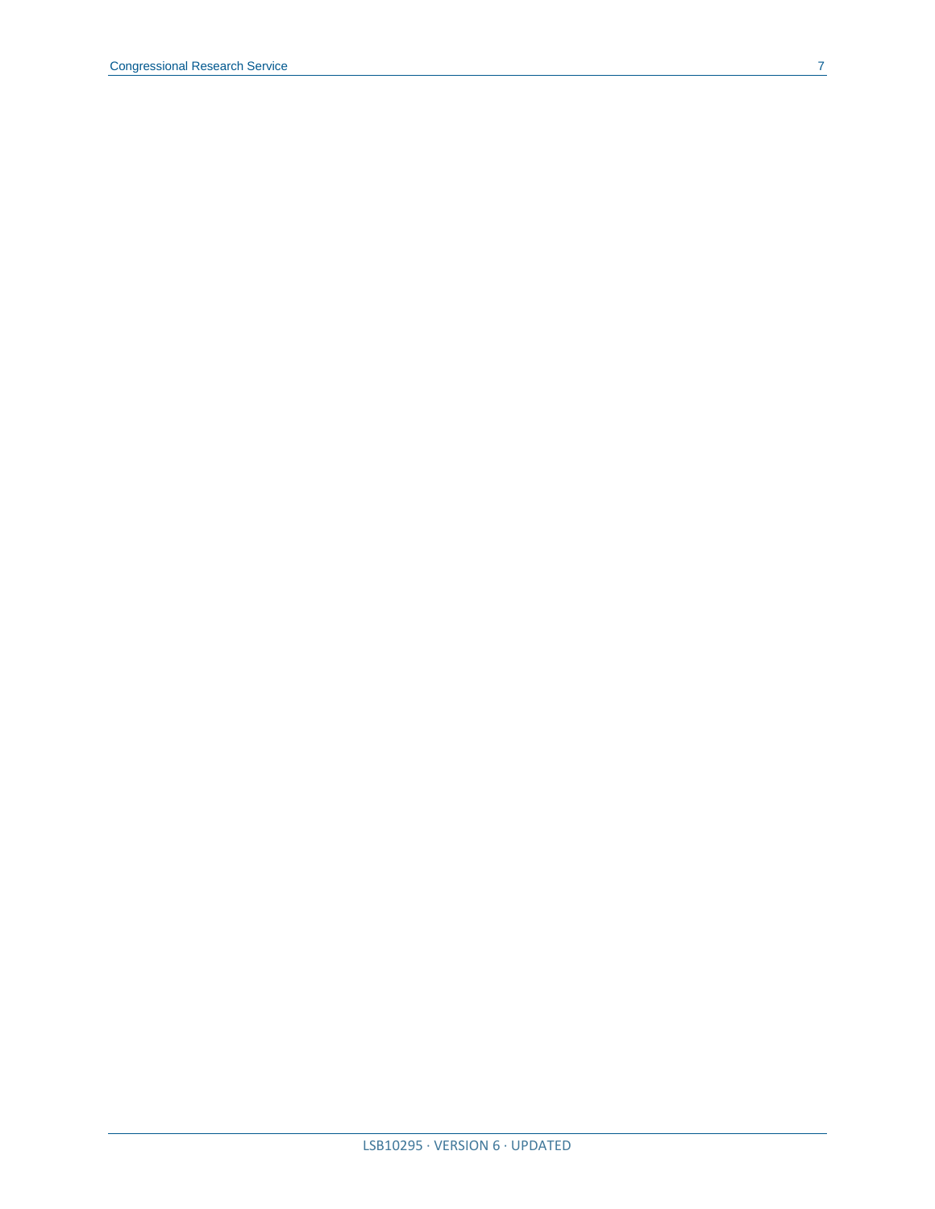LSB10295 · VERSION 6 · UPDATED